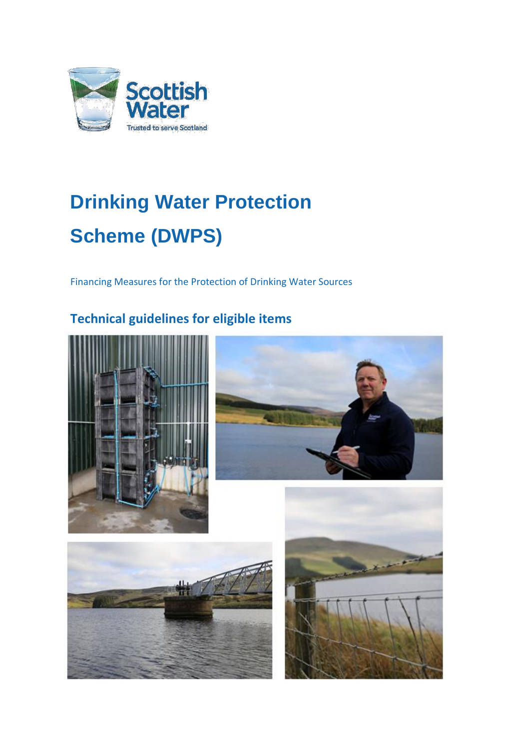# Drinking Water Protection Scheme (DWPS)

Financing Measures for the Protection of Drinking Water Sources

## Technical guidelines for eligible items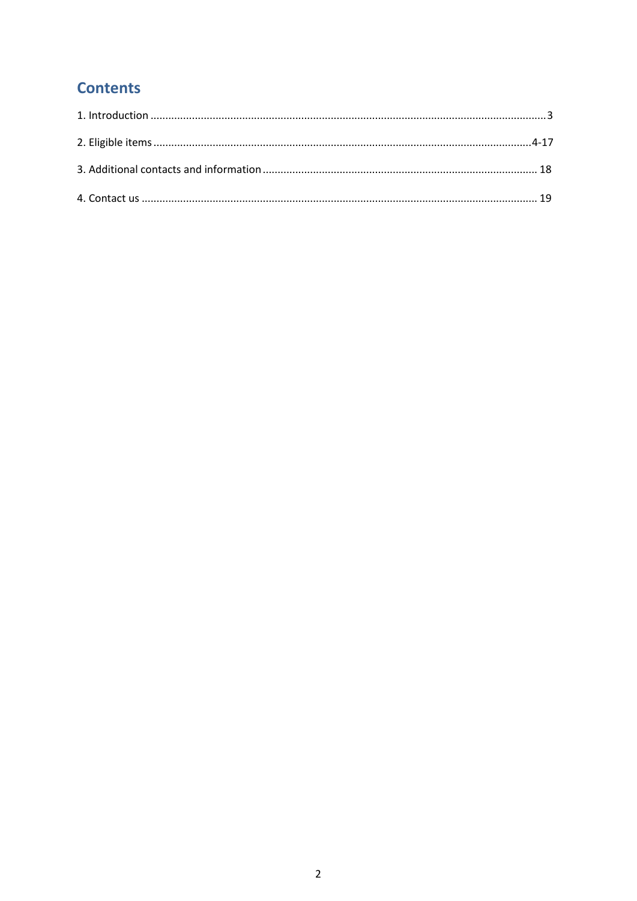## Contents

1. Introduction ......................................................................................................................................3

2. Eligible items ..............................................................................................................................4-17

3. Additional contacts and information ........................................................................................... 18

4. Contact us ..................................................................................................................................... 19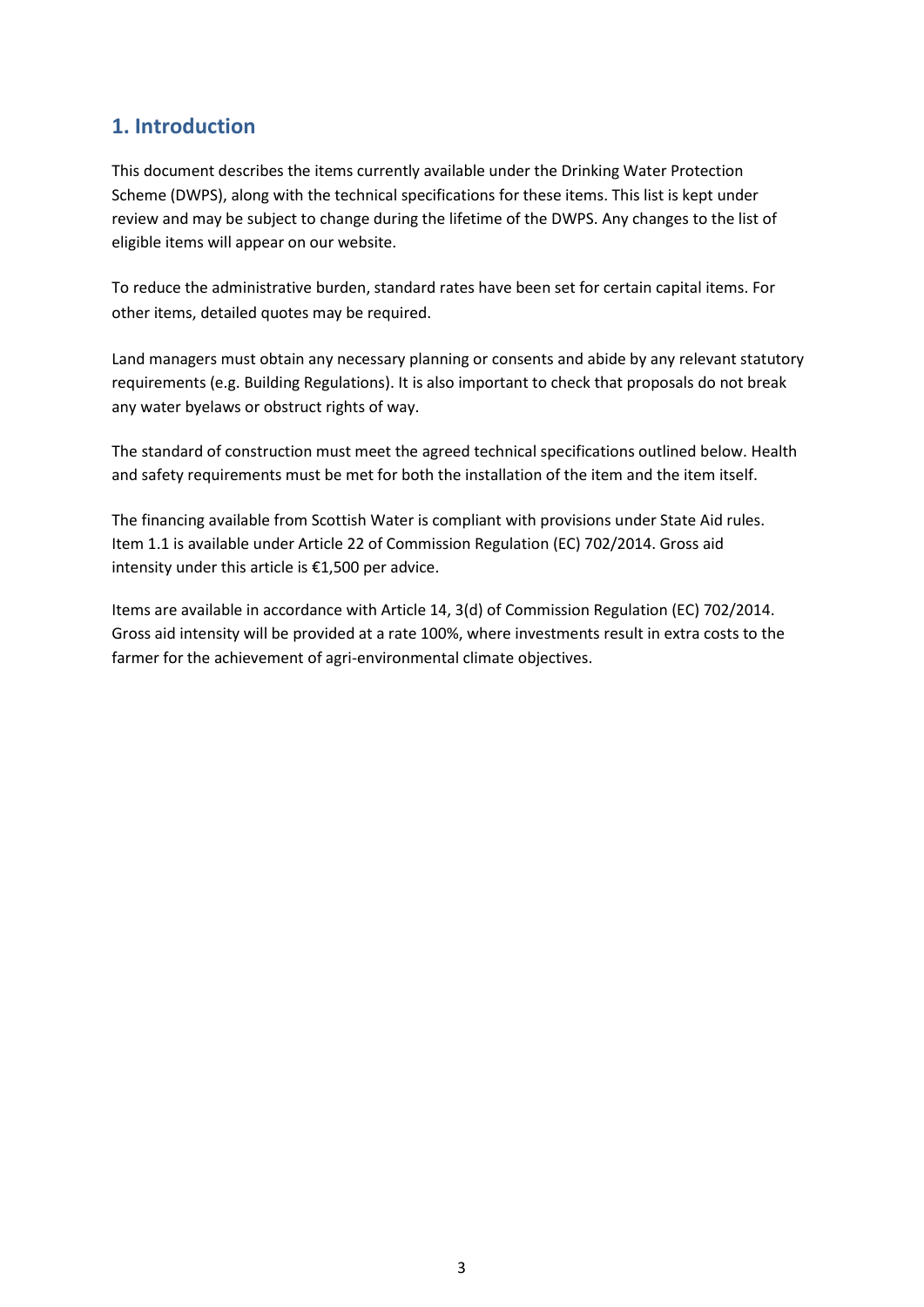## 1. Introduction

This document describes the items currently available under the Drinking Water Protection Scheme (DWPS), along with the technical specifications for these items. This list is kept under review and may be subject to change during the lifetime of the DWPS. Any changes to the list of eligible items will appear on our website.

To reduce the administrative burden, standard rates have been set for certain capital items. For other items, detailed quotes may be required.

Land managers must obtain any necessary planning or consents and abide by any relevant statutory requirements (e.g. Building Regulations). It is also important to check that proposals do not break any water byelaws or obstruct rights of way.

The standard of construction must meet the agreed technical specifications outlined below. Health and safety requirements must be met for both the installation of the item and the item itself.

The financing available from Scottish Water is compliant with provisions under State Aid rules. Item 1.1 is available under Article 22 of Commission Regulation (EC) 702/2014. Gross aid intensity under this article is €1,500 per advice.

Items are available in accordance with Article 14, 3(d) of Commission Regulation (EC) 702/2014. Gross aid intensity will be provided at a rate 100%, where investments result in extra costs to the farmer for the achievement of agri-environmental climate objectives.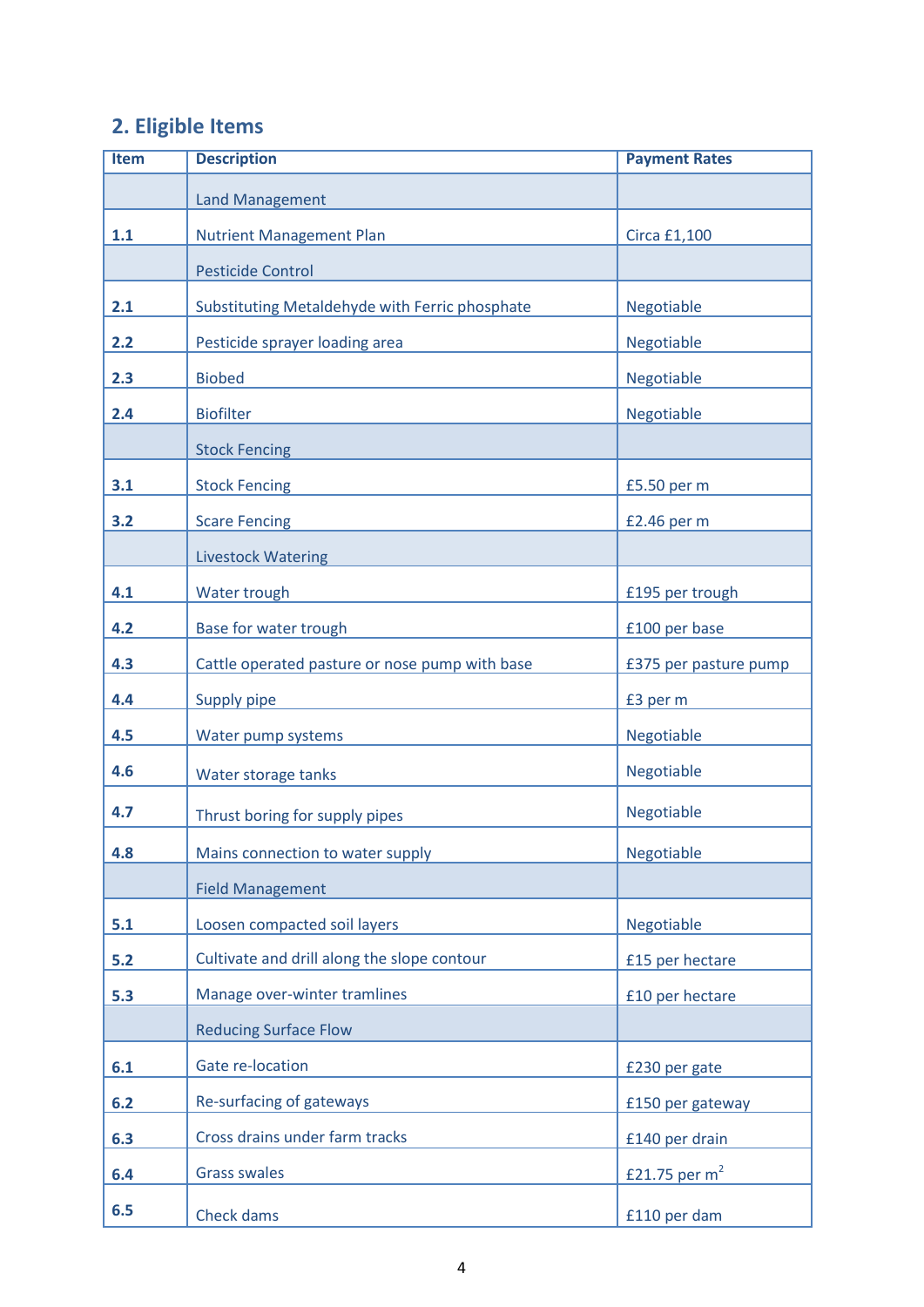## 2. Eligible Items

| Item | Description | Payment Rates |
|---|---|---|
| | Land Management | |
| 1.1 | Nutrient Management Plan | Circa £1,100 |
| | Pesticide Control | |
| 2.1 | Substituting Metaldehyde with Ferric phosphate | Negotiable |
| 2.2 | Pesticide sprayer loading area | Negotiable |
| 2.3 | Biobed | Negotiable |
| 2.4 | Biofilter | Negotiable |
| | Stock Fencing | |
| 3.1 | Stock Fencing | £5.50 per m |
| 3.2 | Scare Fencing | £2.46 per m |
| | Livestock Watering | |
| 4.1 | Water trough | £195 per trough |
| 4.2 | Base for water trough | £100 per base |
| 4.3 | Cattle operated pasture or nose pump with base | £375 per pasture pump |
| 4.4 | Supply pipe | £3 per m |
| 4.5 | Water pump systems | Negotiable |
| 4.6 | Water storage tanks | Negotiable |
| 4.7 | Thrust boring for supply pipes | Negotiable |
| 4.8 | Mains connection to water supply | Negotiable |
| | Field Management | |
| 5.1 | Loosen compacted soil layers | Negotiable |
| 5.2 | Cultivate and drill along the slope contour | £15 per hectare |
| 5.3 | Manage over-winter tramlines | £10 per hectare |
| | Reducing Surface Flow | |
| 6.1 | Gate re-location | £230 per gate |
| 6.2 | Re-surfacing of gateways | £150 per gateway |
| 6.3 | Cross drains under farm tracks | £140 per drain |
| 6.4 | Grass swales | £21.75 per $m^2$ |
| 6.5 | Check dams | £110 per dam |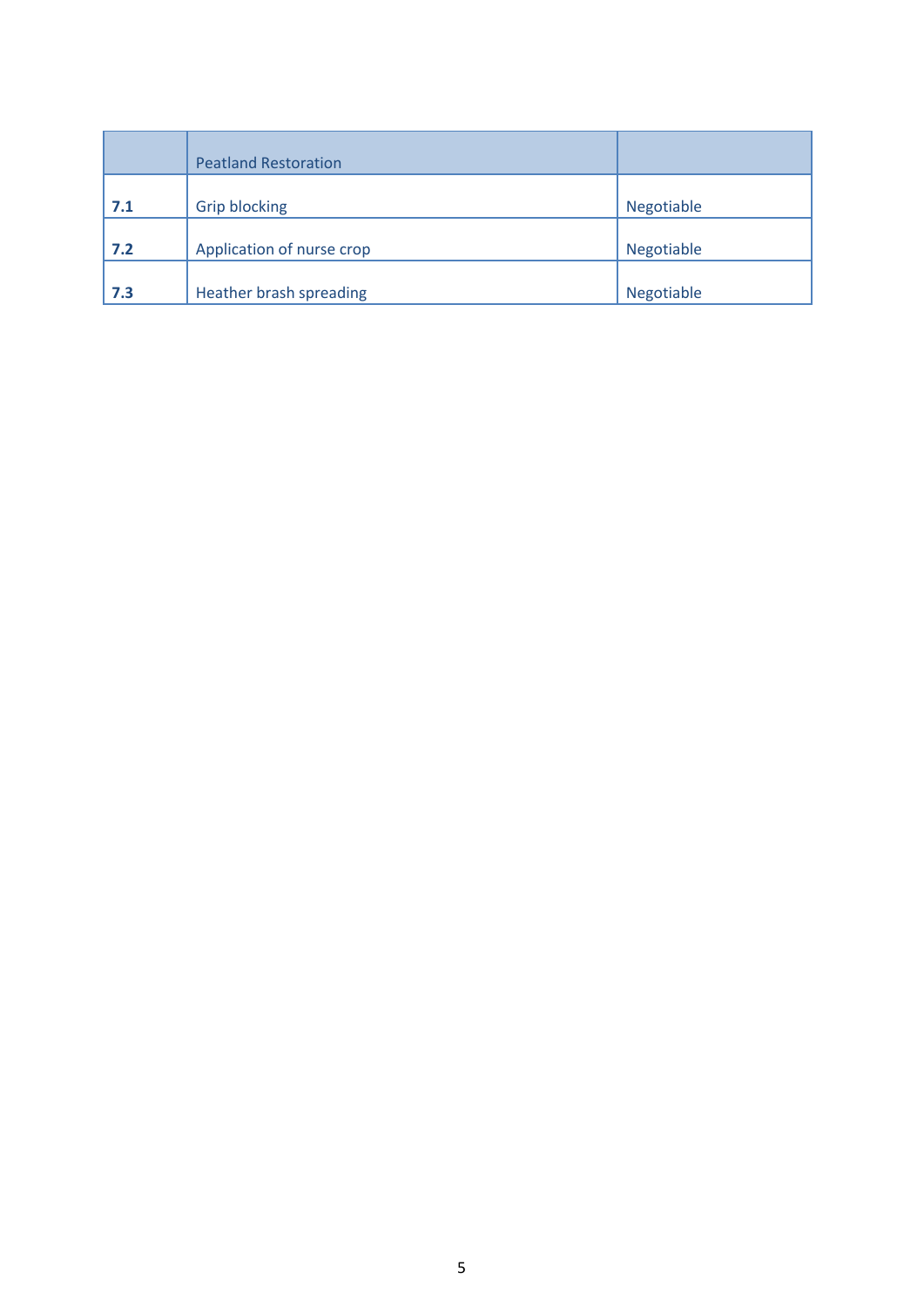| | Peatland Restoration | |
|---|---|---|
| **7.1** | Grip blocking | Negotiable |
| **7.2** | Application of nurse crop | Negotiable |
| **7.3** | Heather brash spreading | Negotiable |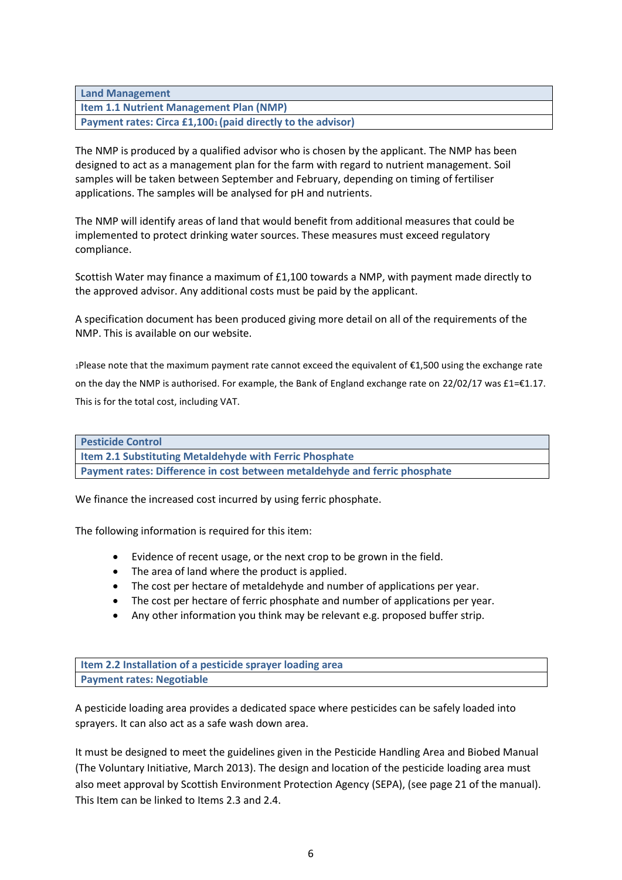| Land Management |
|---|
| Item 1.1 Nutrient Management Plan (NMP) |
| Payment rates: Circa £1,100[1] (paid directly to the advisor) |

The NMP is produced by a qualified advisor who is chosen by the applicant. The NMP has been designed to act as a management plan for the farm with regard to nutrient management. Soil samples will be taken between September and February, depending on timing of fertiliser applications. The samples will be analysed for pH and nutrients.

The NMP will identify areas of land that would benefit from additional measures that could be implemented to protect drinking water sources. These measures must exceed regulatory compliance.

Scottish Water may finance a maximum of £1,100 towards a NMP, with payment made directly to the approved advisor. Any additional costs must be paid by the applicant.

A specification document has been produced giving more detail on all of the requirements of the NMP. This is available on our website.

[1]Please note that the maximum payment rate cannot exceed the equivalent of €1,500 using the exchange rate on the day the NMP is authorised. For example, the Bank of England exchange rate on 22/02/17 was £1=€1.17. This is for the total cost, including VAT.

| Pesticide Control |
|---|
| Item 2.1 Substituting Metaldehyde with Ferric Phosphate |
| Payment rates: Difference in cost between metaldehyde and ferric phosphate |

We finance the increased cost incurred by using ferric phosphate.

The following information is required for this item:

- Evidence of recent usage, or the next crop to be grown in the field.
- The area of land where the product is applied.
- The cost per hectare of metaldehyde and number of applications per year.
- The cost per hectare of ferric phosphate and number of applications per year.
- Any other information you think may be relevant e.g. proposed buffer strip.

| Item 2.2 Installation of a pesticide sprayer loading area |
|---|
| Payment rates: Negotiable |

A pesticide loading area provides a dedicated space where pesticides can be safely loaded into sprayers. It can also act as a safe wash down area.

It must be designed to meet the guidelines given in the Pesticide Handling Area and Biobed Manual (The Voluntary Initiative, March 2013). The design and location of the pesticide loading area must also meet approval by Scottish Environment Protection Agency (SEPA), (see page 21 of the manual). This Item can be linked to Items 2.3 and 2.4.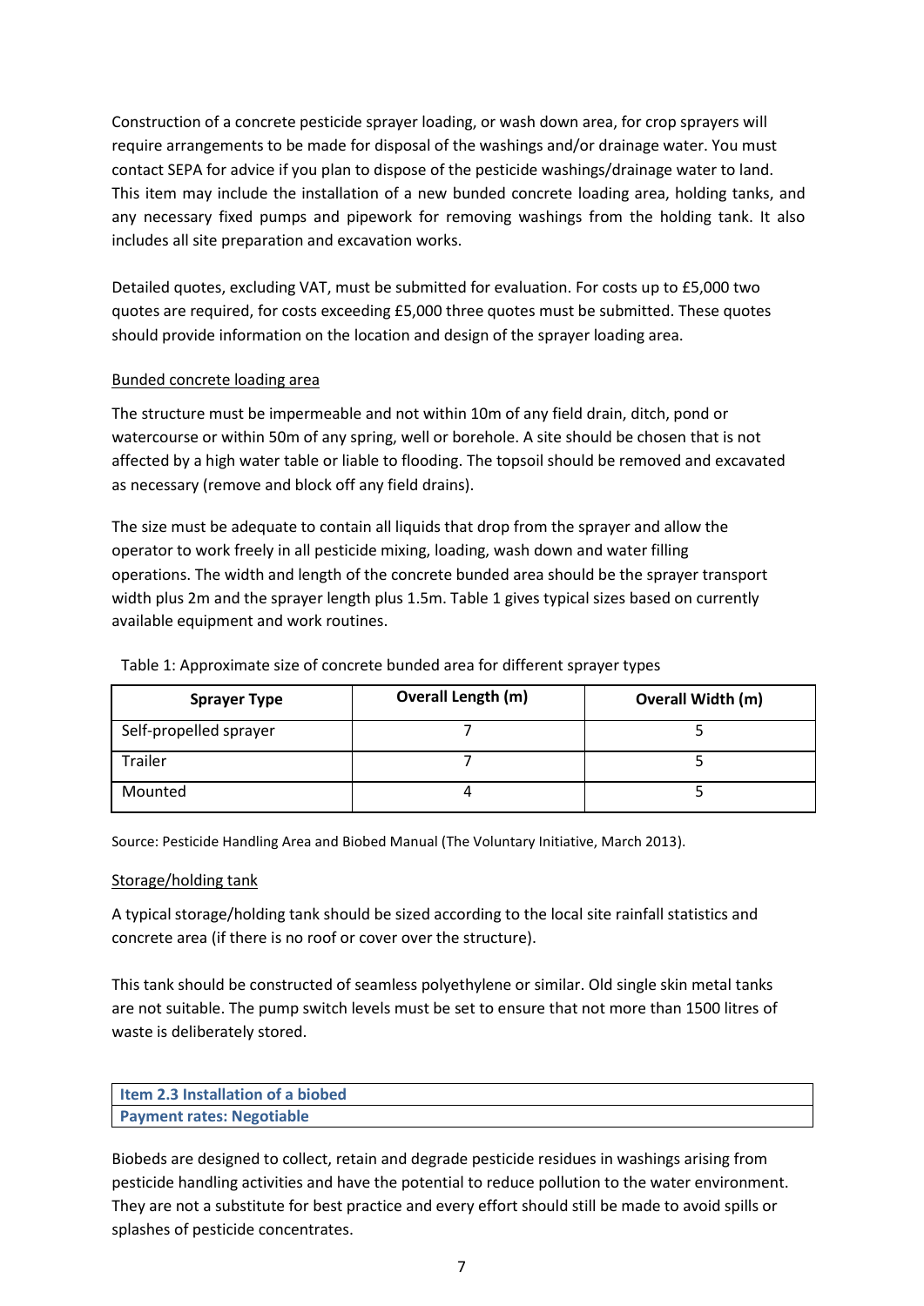Construction of a concrete pesticide sprayer loading, or wash down area, for crop sprayers will require arrangements to be made for disposal of the washings and/or drainage water. You must contact SEPA for advice if you plan to dispose of the pesticide washings/drainage water to land. This item may include the installation of a new bunded concrete loading area, holding tanks, and any necessary fixed pumps and pipework for removing washings from the holding tank. It also includes all site preparation and excavation works.

Detailed quotes, excluding VAT, must be submitted for evaluation. For costs up to £5,000 two quotes are required, for costs exceeding £5,000 three quotes must be submitted. These quotes should provide information on the location and design of the sprayer loading area.

Bunded concrete loading area

The structure must be impermeable and not within 10m of any field drain, ditch, pond or watercourse or within 50m of any spring, well or borehole. A site should be chosen that is not affected by a high water table or liable to flooding. The topsoil should be removed and excavated as necessary (remove and block off any field drains).

The size must be adequate to contain all liquids that drop from the sprayer and allow the operator to work freely in all pesticide mixing, loading, wash down and water filling operations. The width and length of the concrete bunded area should be the sprayer transport width plus 2m and the sprayer length plus 1.5m. Table 1 gives typical sizes based on currently available equipment and work routines.

Table 1: Approximate size of concrete bunded area for different sprayer types

| Sprayer Type | Overall Length (m) | Overall Width (m) |
|---|---|---|
| Self-propelled sprayer | 7 | 5 |
| Trailer | 7 | 5 |
| Mounted | 4 | 5 |

Source: Pesticide Handling Area and Biobed Manual (The Voluntary Initiative, March 2013).

Storage/holding tank

A typical storage/holding tank should be sized according to the local site rainfall statistics and concrete area (if there is no roof or cover over the structure).

This tank should be constructed of seamless polyethylene or similar. Old single skin metal tanks are not suitable. The pump switch levels must be set to ensure that not more than 1500 litres of waste is deliberately stored.

| **Item 2.3 Installation of a biobed** |
|---|
| **Payment rates: Negotiable** |

Biobeds are designed to collect, retain and degrade pesticide residues in washings arising from pesticide handling activities and have the potential to reduce pollution to the water environment. They are not a substitute for best practice and every effort should still be made to avoid spills or splashes of pesticide concentrates.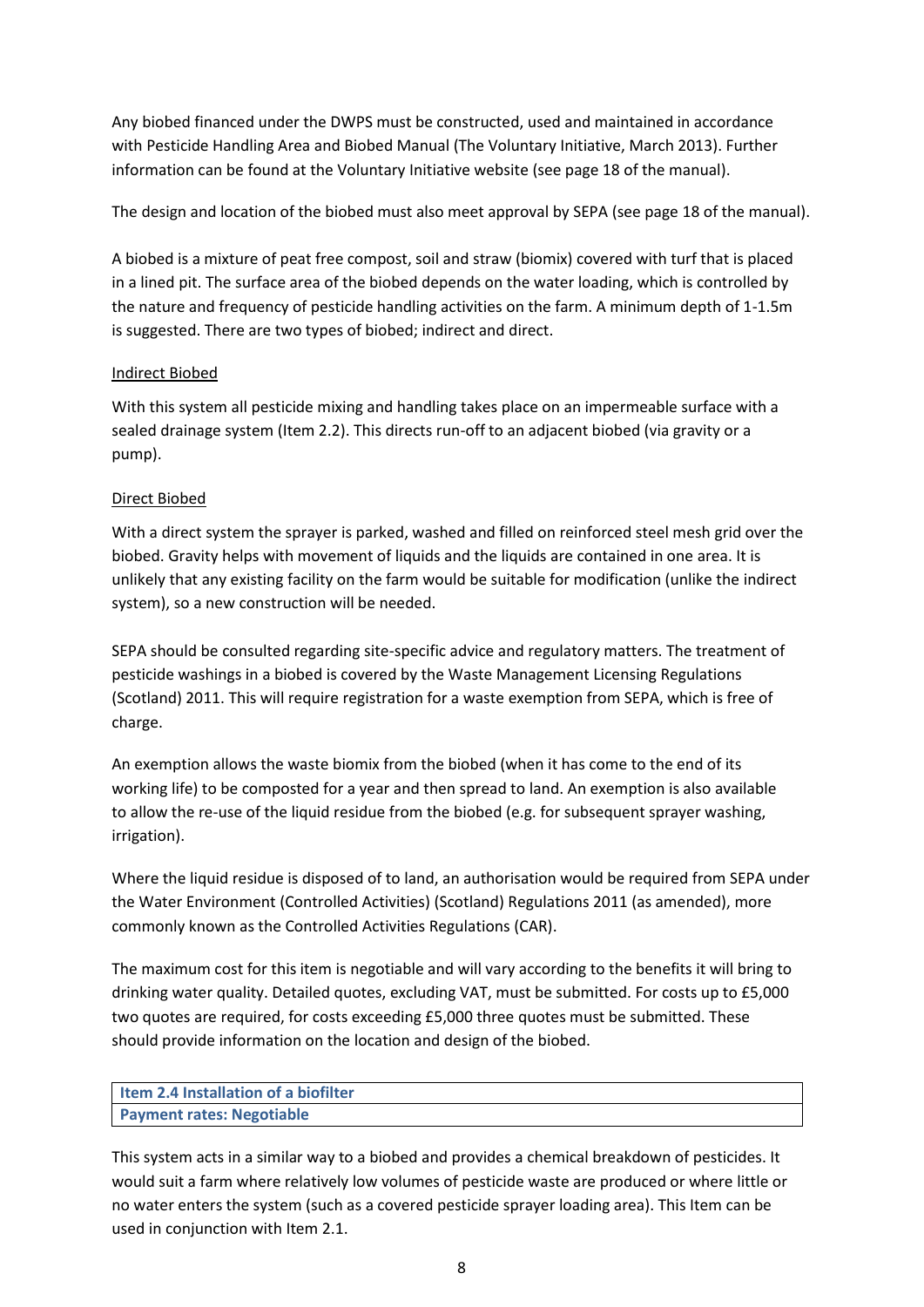Any biobed financed under the DWPS must be constructed, used and maintained in accordance with Pesticide Handling Area and Biobed Manual (The Voluntary Initiative, March 2013). Further information can be found at the Voluntary Initiative website (see page 18 of the manual).

The design and location of the biobed must also meet approval by SEPA (see page 18 of the manual).

A biobed is a mixture of peat free compost, soil and straw (biomix) covered with turf that is placed in a lined pit. The surface area of the biobed depends on the water loading, which is controlled by the nature and frequency of pesticide handling activities on the farm. A minimum depth of 1-1.5m is suggested. There are two types of biobed; indirect and direct.

<u>Indirect Biobed</u>

With this system all pesticide mixing and handling takes place on an impermeable surface with a sealed drainage system (Item 2.2). This directs run-off to an adjacent biobed (via gravity or a pump).

<u>Direct Biobed</u>

With a direct system the sprayer is parked, washed and filled on reinforced steel mesh grid over the biobed. Gravity helps with movement of liquids and the liquids are contained in one area. It is unlikely that any existing facility on the farm would be suitable for modification (unlike the indirect system), so a new construction will be needed.

SEPA should be consulted regarding site-specific advice and regulatory matters. The treatment of pesticide washings in a biobed is covered by the Waste Management Licensing Regulations (Scotland) 2011. This will require registration for a waste exemption from SEPA, which is free of charge.

An exemption allows the waste biomix from the biobed (when it has come to the end of its working life) to be composted for a year and then spread to land. An exemption is also available to allow the re-use of the liquid residue from the biobed (e.g. for subsequent sprayer washing, irrigation).

Where the liquid residue is disposed of to land, an authorisation would be required from SEPA under the Water Environment (Controlled Activities) (Scotland) Regulations 2011 (as amended), more commonly known as the Controlled Activities Regulations (CAR).

The maximum cost for this item is negotiable and will vary according to the benefits it will bring to drinking water quality. Detailed quotes, excluding VAT, must be submitted. For costs up to £5,000 two quotes are required, for costs exceeding £5,000 three quotes must be submitted. These should provide information on the location and design of the biobed.

| **Item 2.4 Installation of a biofilter** |
|---|
| **Payment rates: Negotiable** |

This system acts in a similar way to a biobed and provides a chemical breakdown of pesticides. It would suit a farm where relatively low volumes of pesticide waste are produced or where little or no water enters the system (such as a covered pesticide sprayer loading area). This Item can be used in conjunction with Item 2.1.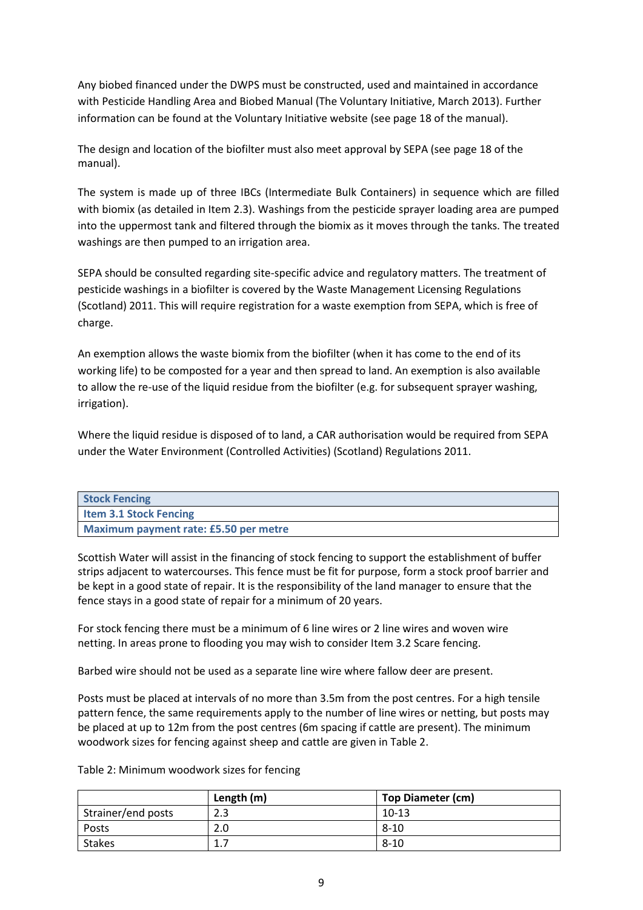Any biobed financed under the DWPS must be constructed, used and maintained in accordance with Pesticide Handling Area and Biobed Manual (The Voluntary Initiative, March 2013). Further information can be found at the Voluntary Initiative website (see page 18 of the manual).

The design and location of the biofilter must also meet approval by SEPA (see page 18 of the manual).

The system is made up of three IBCs (Intermediate Bulk Containers) in sequence which are filled with biomix (as detailed in Item 2.3). Washings from the pesticide sprayer loading area are pumped into the uppermost tank and filtered through the biomix as it moves through the tanks. The treated washings are then pumped to an irrigation area.

SEPA should be consulted regarding site-specific advice and regulatory matters. The treatment of pesticide washings in a biofilter is covered by the Waste Management Licensing Regulations (Scotland) 2011. This will require registration for a waste exemption from SEPA, which is free of charge.

An exemption allows the waste biomix from the biofilter (when it has come to the end of its working life) to be composted for a year and then spread to land. An exemption is also available to allow the re-use of the liquid residue from the biofilter (e.g. for subsequent sprayer washing, irrigation).

Where the liquid residue is disposed of to land, a CAR authorisation would be required from SEPA under the Water Environment (Controlled Activities) (Scotland) Regulations 2011.

| **Stock Fencing** |
|---|
| **Item 3.1 Stock Fencing** |
| **Maximum payment rate: £5.50 per metre** |

Scottish Water will assist in the financing of stock fencing to support the establishment of buffer strips adjacent to watercourses. This fence must be fit for purpose, form a stock proof barrier and be kept in a good state of repair. It is the responsibility of the land manager to ensure that the fence stays in a good state of repair for a minimum of 20 years.

For stock fencing there must be a minimum of 6 line wires or 2 line wires and woven wire netting. In areas prone to flooding you may wish to consider Item 3.2 Scare fencing.

Barbed wire should not be used as a separate line wire where fallow deer are present.

Posts must be placed at intervals of no more than 3.5m from the post centres. For a high tensile pattern fence, the same requirements apply to the number of line wires or netting, but posts may be placed at up to 12m from the post centres (6m spacing if cattle are present). The minimum woodwork sizes for fencing against sheep and cattle are given in Table 2.

Table 2: Minimum woodwork sizes for fencing

| | Length (m) | Top Diameter (cm) |
|---|---|---|
| Strainer/end posts | 2.3 | 10-13 |
| Posts | 2.0 | 8-10 |
| Stakes | 1.7 | 8-10 |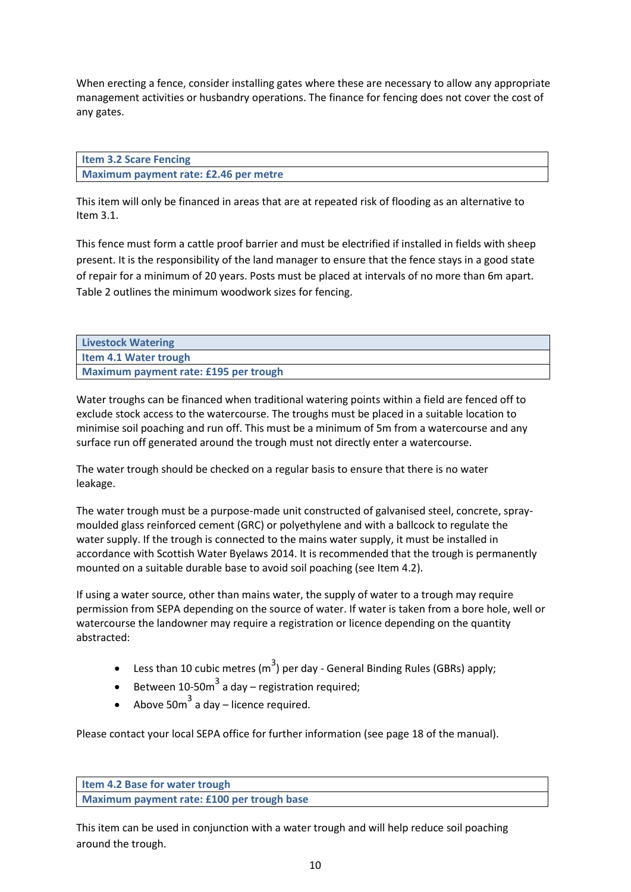When erecting a fence, consider installing gates where these are necessary to allow any appropriate management activities or husbandry operations. The finance for fencing does not cover the cost of any gates.

| **Item 3.2 Scare Fencing** |
|---|
| **Maximum payment rate: £2.46 per metre** |

This item will only be financed in areas that are at repeated risk of flooding as an alternative to Item 3.1.

This fence must form a cattle proof barrier and must be electrified if installed in fields with sheep present. It is the responsibility of the land manager to ensure that the fence stays in a good state of repair for a minimum of 20 years. Posts must be placed at intervals of no more than 6m apart. Table 2 outlines the minimum woodwork sizes for fencing.

| **Livestock Watering** |
|---|
| **Item 4.1 Water trough** |
| **Maximum payment rate: £195 per trough** |

Water troughs can be financed when traditional watering points within a field are fenced off to exclude stock access to the watercourse. The troughs must be placed in a suitable location to minimise soil poaching and run off. This must be a minimum of 5m from a watercourse and any surface run off generated around the trough must not directly enter a watercourse.

The water trough should be checked on a regular basis to ensure that there is no water leakage.

The water trough must be a purpose-made unit constructed of galvanised steel, concrete, spray-moulded glass reinforced cement (GRC) or polyethylene and with a ballcock to regulate the water supply. If the trough is connected to the mains water supply, it must be installed in accordance with Scottish Water Byelaws 2014. It is recommended that the trough is permanently mounted on a suitable durable base to avoid soil poaching (see Item 4.2).

If using a water source, other than mains water, the supply of water to a trough may require permission from SEPA depending on the source of water. If water is taken from a bore hole, well or watercourse the landowner may require a registration or licence depending on the quantity abstracted:

- Less than 10 cubic metres ($m^3$) per day - General Binding Rules (GBRs) apply;
- Between 10-50$m^3$ a day – registration required;
- Above 50$m^3$ a day – licence required.

Please contact your local SEPA office for further information (see page 18 of the manual).

| **Item 4.2 Base for water trough** |
|---|
| **Maximum payment rate: £100 per trough base** |

This item can be used in conjunction with a water trough and will help reduce soil poaching around the trough.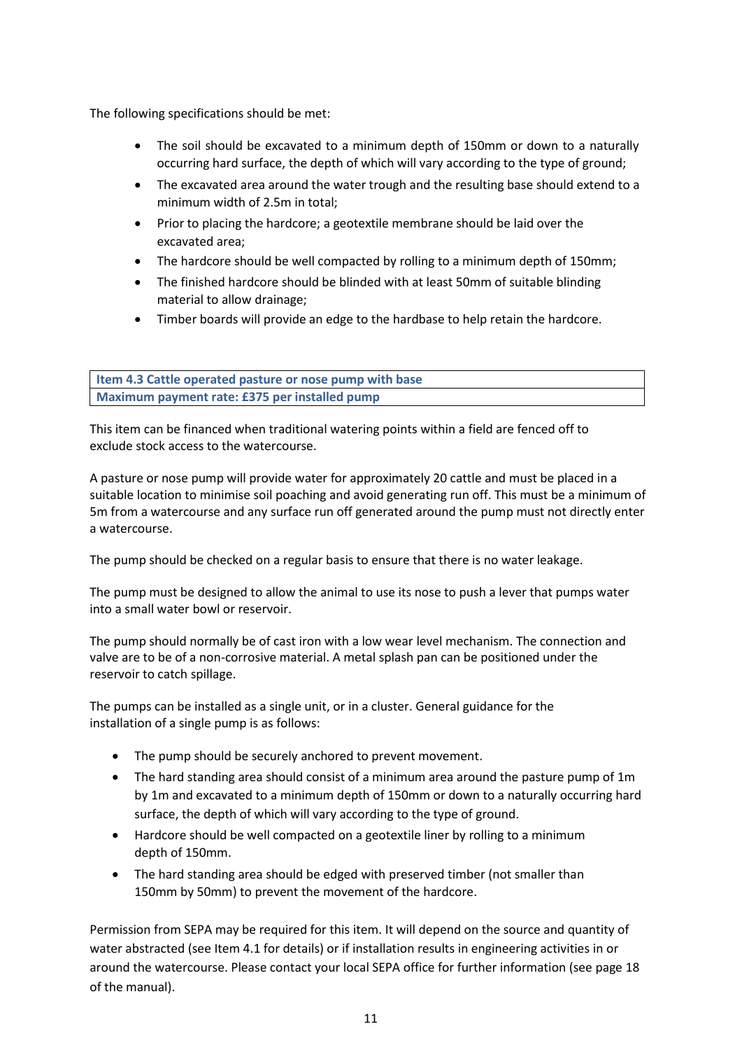The following specifications should be met:

- The soil should be excavated to a minimum depth of 150mm or down to a naturally occurring hard surface, the depth of which will vary according to the type of ground;
- The excavated area around the water trough and the resulting base should extend to a minimum width of 2.5m in total;
- Prior to placing the hardcore; a geotextile membrane should be laid over the excavated area;
- The hardcore should be well compacted by rolling to a minimum depth of 150mm;
- The finished hardcore should be blinded with at least 50mm of suitable blinding material to allow drainage;
- Timber boards will provide an edge to the hardbase to help retain the hardcore.

| **Item 4.3 Cattle operated pasture or nose pump with base** |
|---|
| **Maximum payment rate: £375 per installed pump** |

This item can be financed when traditional watering points within a field are fenced off to exclude stock access to the watercourse.

A pasture or nose pump will provide water for approximately 20 cattle and must be placed in a suitable location to minimise soil poaching and avoid generating run off. This must be a minimum of 5m from a watercourse and any surface run off generated around the pump must not directly enter a watercourse.

The pump should be checked on a regular basis to ensure that there is no water leakage.

The pump must be designed to allow the animal to use its nose to push a lever that pumps water into a small water bowl or reservoir.

The pump should normally be of cast iron with a low wear level mechanism. The connection and valve are to be of a non-corrosive material. A metal splash pan can be positioned under the reservoir to catch spillage.

The pumps can be installed as a single unit, or in a cluster. General guidance for the installation of a single pump is as follows:

- The pump should be securely anchored to prevent movement.
- The hard standing area should consist of a minimum area around the pasture pump of 1m by 1m and excavated to a minimum depth of 150mm or down to a naturally occurring hard surface, the depth of which will vary according to the type of ground.
- Hardcore should be well compacted on a geotextile liner by rolling to a minimum depth of 150mm.
- The hard standing area should be edged with preserved timber (not smaller than 150mm by 50mm) to prevent the movement of the hardcore.

Permission from SEPA may be required for this item. It will depend on the source and quantity of water abstracted (see Item 4.1 for details) or if installation results in engineering activities in or around the watercourse. Please contact your local SEPA office for further information (see page 18 of the manual).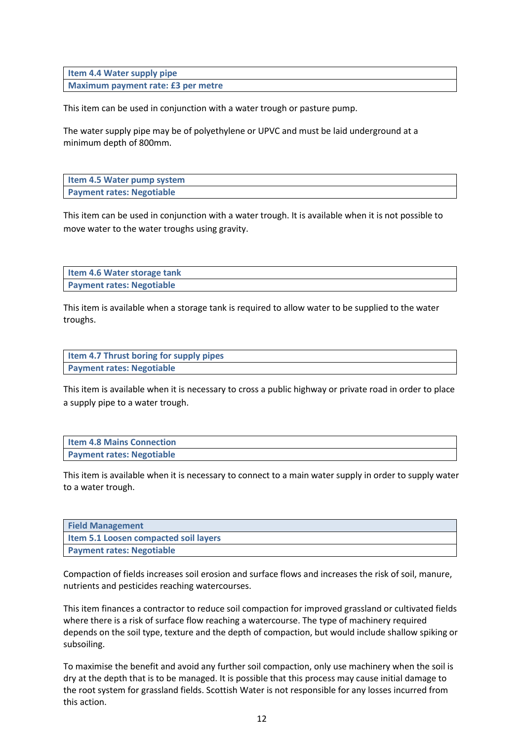| Item 4.4 Water supply pipe |
|---|
| Maximum payment rate: £3 per metre |

This item can be used in conjunction with a water trough or pasture pump.

The water supply pipe may be of polyethylene or UPVC and must be laid underground at a minimum depth of 800mm.

| Item 4.5 Water pump system |
|---|
| Payment rates: Negotiable |

This item can be used in conjunction with a water trough. It is available when it is not possible to move water to the water troughs using gravity.

| Item 4.6 Water storage tank |
|---|
| Payment rates: Negotiable |

This item is available when a storage tank is required to allow water to be supplied to the water troughs.

| Item 4.7 Thrust boring for supply pipes |
|---|
| Payment rates: Negotiable |

This item is available when it is necessary to cross a public highway or private road in order to place a supply pipe to a water trough.

| Item 4.8 Mains Connection |
|---|
| Payment rates: Negotiable |

This item is available when it is necessary to connect to a main water supply in order to supply water to a water trough.

| Field Management |
|---|
| Item 5.1 Loosen compacted soil layers |
| Payment rates: Negotiable |

Compaction of fields increases soil erosion and surface flows and increases the risk of soil, manure, nutrients and pesticides reaching watercourses.

This item finances a contractor to reduce soil compaction for improved grassland or cultivated fields where there is a risk of surface flow reaching a watercourse. The type of machinery required depends on the soil type, texture and the depth of compaction, but would include shallow spiking or subsoiling.

To maximise the benefit and avoid any further soil compaction, only use machinery when the soil is dry at the depth that is to be managed. It is possible that this process may cause initial damage to the root system for grassland fields. Scottish Water is not responsible for any losses incurred from this action.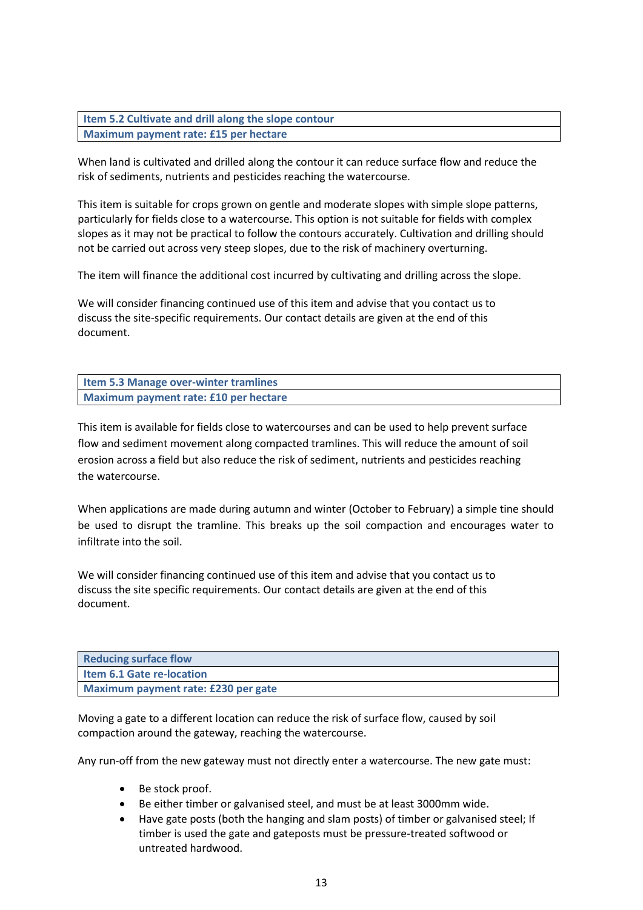### Item 5.2 Cultivate and drill along the slope contour
**Maximum payment rate: £15 per hectare**

When land is cultivated and drilled along the contour it can reduce surface flow and reduce the risk of sediments, nutrients and pesticides reaching the watercourse.

This item is suitable for crops grown on gentle and moderate slopes with simple slope patterns, particularly for fields close to a watercourse. This option is not suitable for fields with complex slopes as it may not be practical to follow the contours accurately. Cultivation and drilling should not be carried out across very steep slopes, due to the risk of machinery overturning.

The item will finance the additional cost incurred by cultivating and drilling across the slope.

We will consider financing continued use of this item and advise that you contact us to discuss the site-specific requirements. Our contact details are given at the end of this document.

### Item 5.3 Manage over-winter tramlines
**Maximum payment rate: £10 per hectare**

This item is available for fields close to watercourses and can be used to help prevent surface flow and sediment movement along compacted tramlines. This will reduce the amount of soil erosion across a field but also reduce the risk of sediment, nutrients and pesticides reaching the watercourse.

When applications are made during autumn and winter (October to February) a simple tine should be used to disrupt the tramline. This breaks up the soil compaction and encourages water to infiltrate into the soil.

We will consider financing continued use of this item and advise that you contact us to discuss the site specific requirements. Our contact details are given at the end of this document.

## Reducing surface flow

### Item 6.1 Gate re-location
**Maximum payment rate: £230 per gate**

Moving a gate to a different location can reduce the risk of surface flow, caused by soil compaction around the gateway, reaching the watercourse.

Any run-off from the new gateway must not directly enter a watercourse. The new gate must:

- Be stock proof.
- Be either timber or galvanised steel, and must be at least 3000mm wide.
- Have gate posts (both the hanging and slam posts) of timber or galvanised steel; If timber is used the gate and gateposts must be pressure-treated softwood or untreated hardwood.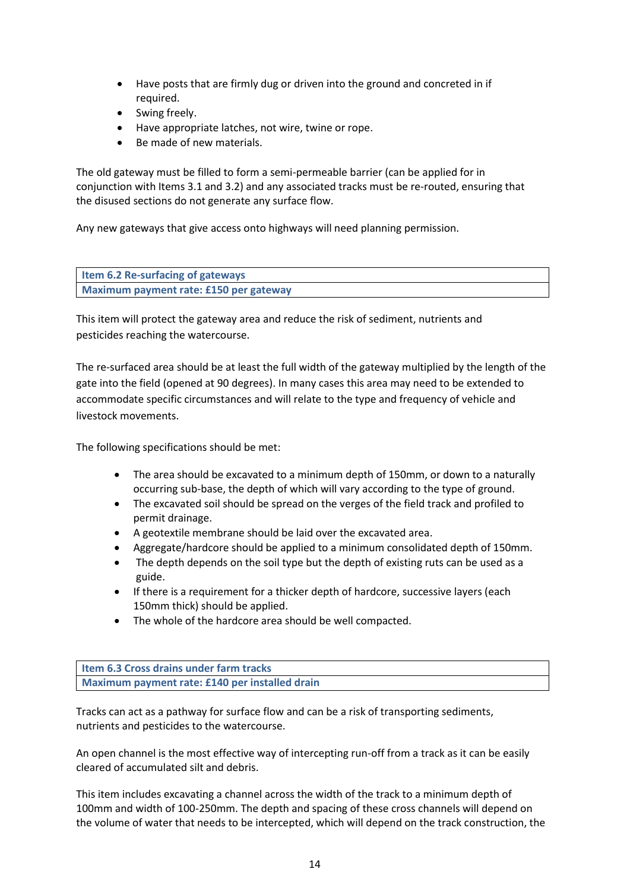- Have posts that are firmly dug or driven into the ground and concreted in if required.
- Swing freely.
- Have appropriate latches, not wire, twine or rope.
- Be made of new materials.

The old gateway must be filled to form a semi-permeable barrier (can be applied for in conjunction with Items 3.1 and 3.2) and any associated tracks must be re-routed, ensuring that the disused sections do not generate any surface flow.

Any new gateways that give access onto highways will need planning permission.

| **Item 6.2 Re-surfacing of gateways** |
|---|
| **Maximum payment rate: £150 per gateway** |

This item will protect the gateway area and reduce the risk of sediment, nutrients and pesticides reaching the watercourse.

The re-surfaced area should be at least the full width of the gateway multiplied by the length of the gate into the field (opened at 90 degrees). In many cases this area may need to be extended to accommodate specific circumstances and will relate to the type and frequency of vehicle and livestock movements.

The following specifications should be met:

- The area should be excavated to a minimum depth of 150mm, or down to a naturally occurring sub-base, the depth of which will vary according to the type of ground.
- The excavated soil should be spread on the verges of the field track and profiled to permit drainage.
- A geotextile membrane should be laid over the excavated area.
- Aggregate/hardcore should be applied to a minimum consolidated depth of 150mm.
- The depth depends on the soil type but the depth of existing ruts can be used as a guide.
- If there is a requirement for a thicker depth of hardcore, successive layers (each 150mm thick) should be applied.
- The whole of the hardcore area should be well compacted.

| **Item 6.3 Cross drains under farm tracks** |
|---|
| **Maximum payment rate: £140 per installed drain** |

Tracks can act as a pathway for surface flow and can be a risk of transporting sediments, nutrients and pesticides to the watercourse.

An open channel is the most effective way of intercepting run-off from a track as it can be easily cleared of accumulated silt and debris.

This item includes excavating a channel across the width of the track to a minimum depth of 100mm and width of 100-250mm. The depth and spacing of these cross channels will depend on the volume of water that needs to be intercepted, which will depend on the track construction, the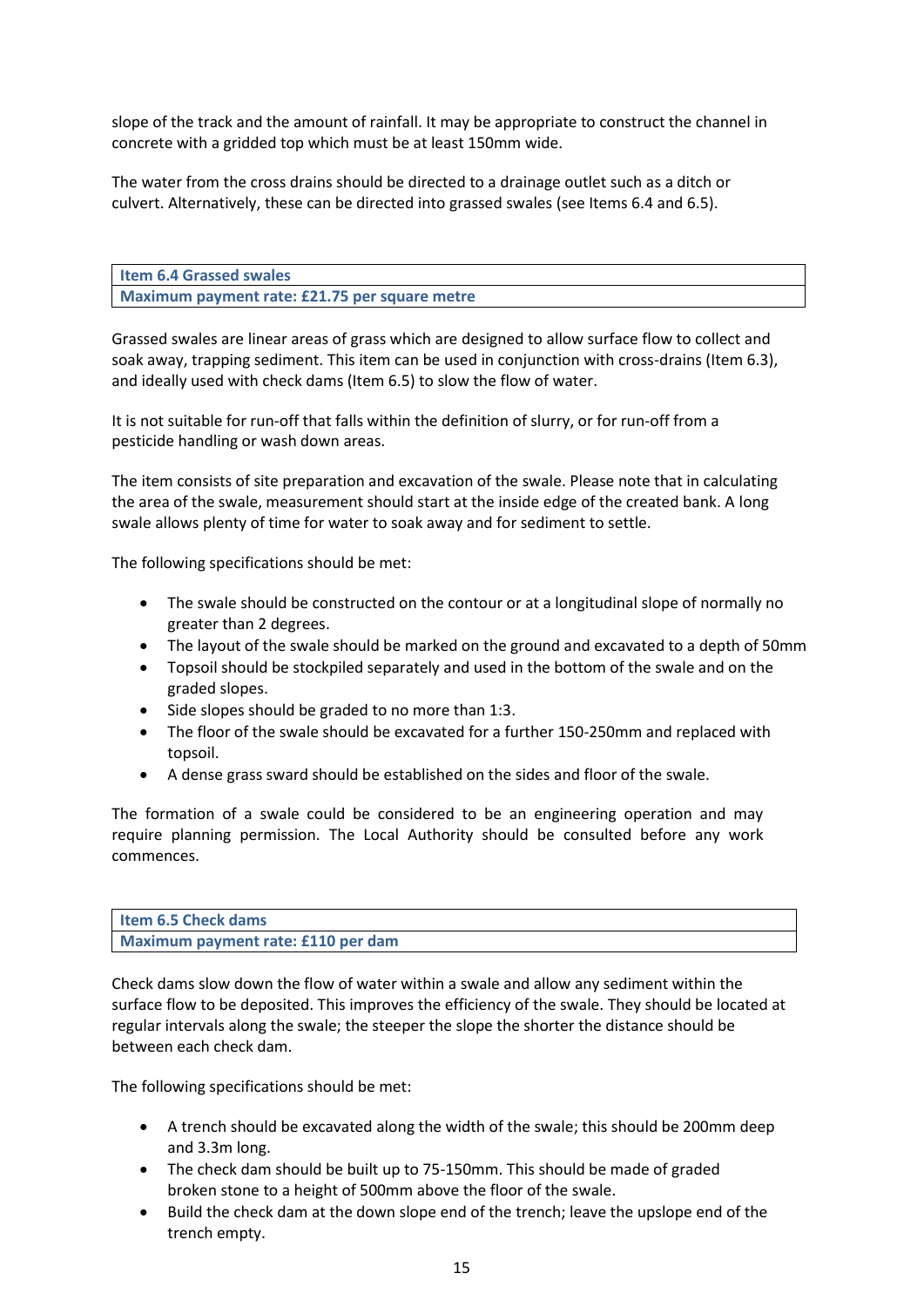slope of the track and the amount of rainfall. It may be appropriate to construct the channel in concrete with a gridded top which must be at least 150mm wide.

The water from the cross drains should be directed to a drainage outlet such as a ditch or culvert. Alternatively, these can be directed into grassed swales (see Items 6.4 and 6.5).

| **Item 6.4 Grassed swales** |
|---|
| **Maximum payment rate: £21.75 per square metre** |

Grassed swales are linear areas of grass which are designed to allow surface flow to collect and soak away, trapping sediment. This item can be used in conjunction with cross-drains (Item 6.3), and ideally used with check dams (Item 6.5) to slow the flow of water.

It is not suitable for run-off that falls within the definition of slurry, or for run-off from a pesticide handling or wash down areas.

The item consists of site preparation and excavation of the swale. Please note that in calculating the area of the swale, measurement should start at the inside edge of the created bank. A long swale allows plenty of time for water to soak away and for sediment to settle.

The following specifications should be met:

- The swale should be constructed on the contour or at a longitudinal slope of normally no greater than 2 degrees.
- The layout of the swale should be marked on the ground and excavated to a depth of 50mm
- Topsoil should be stockpiled separately and used in the bottom of the swale and on the graded slopes.
- Side slopes should be graded to no more than 1:3.
- The floor of the swale should be excavated for a further 150-250mm and replaced with topsoil.
- A dense grass sward should be established on the sides and floor of the swale.

The formation of a swale could be considered to be an engineering operation and may require planning permission. The Local Authority should be consulted before any work commences.

| **Item 6.5 Check dams** |
|---|
| **Maximum payment rate: £110 per dam** |

Check dams slow down the flow of water within a swale and allow any sediment within the surface flow to be deposited. This improves the efficiency of the swale. They should be located at regular intervals along the swale; the steeper the slope the shorter the distance should be between each check dam.

The following specifications should be met:

- A trench should be excavated along the width of the swale; this should be 200mm deep and 3.3m long.
- The check dam should be built up to 75-150mm. This should be made of graded broken stone to a height of 500mm above the floor of the swale.
- Build the check dam at the down slope end of the trench; leave the upslope end of the trench empty.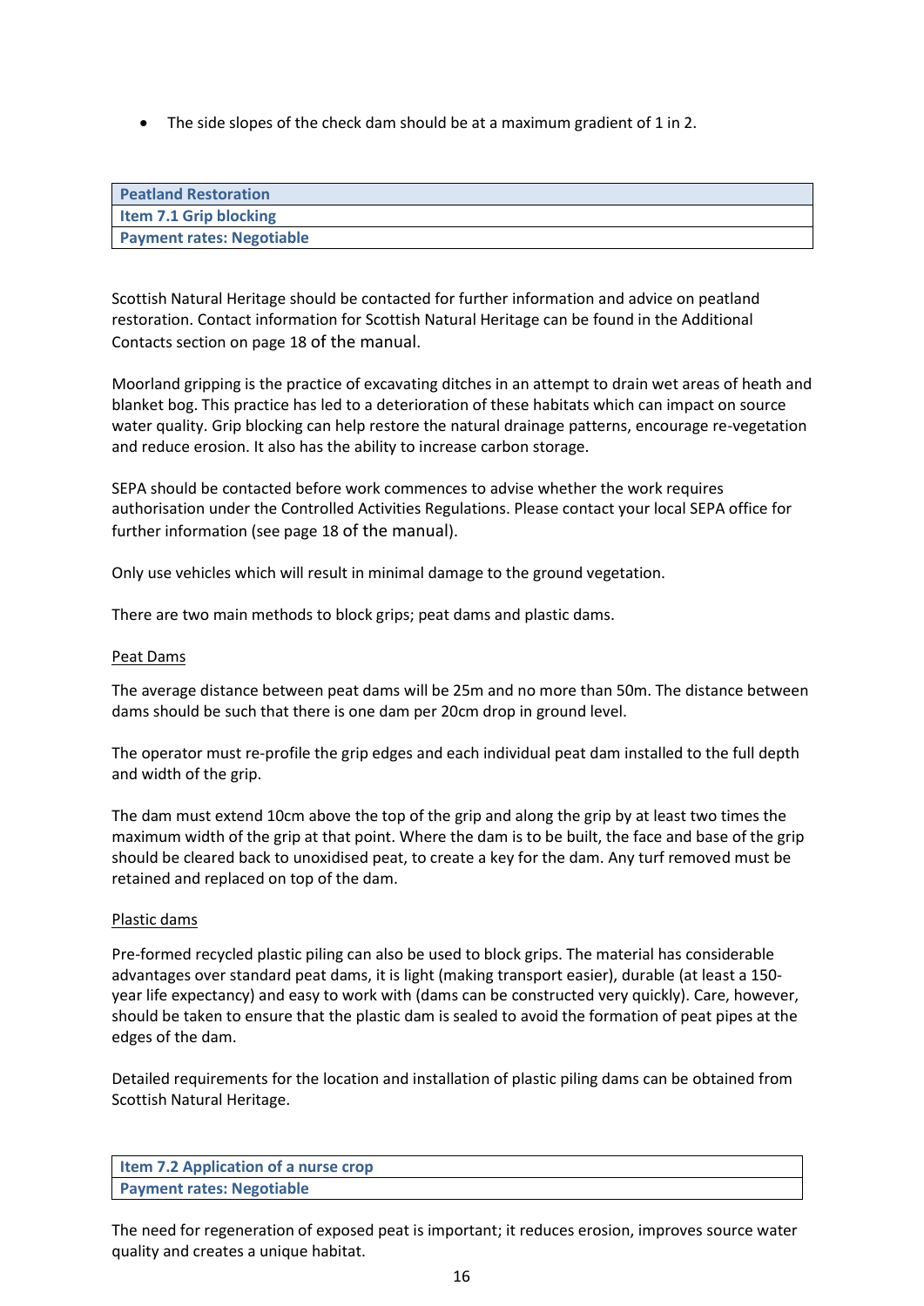- The side slopes of the check dam should be at a maximum gradient of 1 in 2.

| Peatland Restoration |
| --- |
| **Item 7.1 Grip blocking** |
| **Payment rates: Negotiable** |

Scottish Natural Heritage should be contacted for further information and advice on peatland restoration. Contact information for Scottish Natural Heritage can be found in the Additional Contacts section on page 18 of the manual.

Moorland gripping is the practice of excavating ditches in an attempt to drain wet areas of heath and blanket bog. This practice has led to a deterioration of these habitats which can impact on source water quality. Grip blocking can help restore the natural drainage patterns, encourage re-vegetation and reduce erosion. It also has the ability to increase carbon storage.

SEPA should be contacted before work commences to advise whether the work requires authorisation under the Controlled Activities Regulations. Please contact your local SEPA office for further information (see page 18 of the manual).

Only use vehicles which will result in minimal damage to the ground vegetation.

There are two main methods to block grips; peat dams and plastic dams.

<u>Peat Dams</u>

The average distance between peat dams will be 25m and no more than 50m. The distance between dams should be such that there is one dam per 20cm drop in ground level.

The operator must re-profile the grip edges and each individual peat dam installed to the full depth and width of the grip.

The dam must extend 10cm above the top of the grip and along the grip by at least two times the maximum width of the grip at that point. Where the dam is to be built, the face and base of the grip should be cleared back to unoxidised peat, to create a key for the dam. Any turf removed must be retained and replaced on top of the dam.

<u>Plastic dams</u>

Pre-formed recycled plastic piling can also be used to block grips. The material has considerable advantages over standard peat dams, it is light (making transport easier), durable (at least a 150-year life expectancy) and easy to work with (dams can be constructed very quickly). Care, however, should be taken to ensure that the plastic dam is sealed to avoid the formation of peat pipes at the edges of the dam.

Detailed requirements for the location and installation of plastic piling dams can be obtained from Scottish Natural Heritage.

| Item 7.2 Application of a nurse crop |
| --- |
| **Payment rates: Negotiable** |

The need for regeneration of exposed peat is important; it reduces erosion, improves source water quality and creates a unique habitat.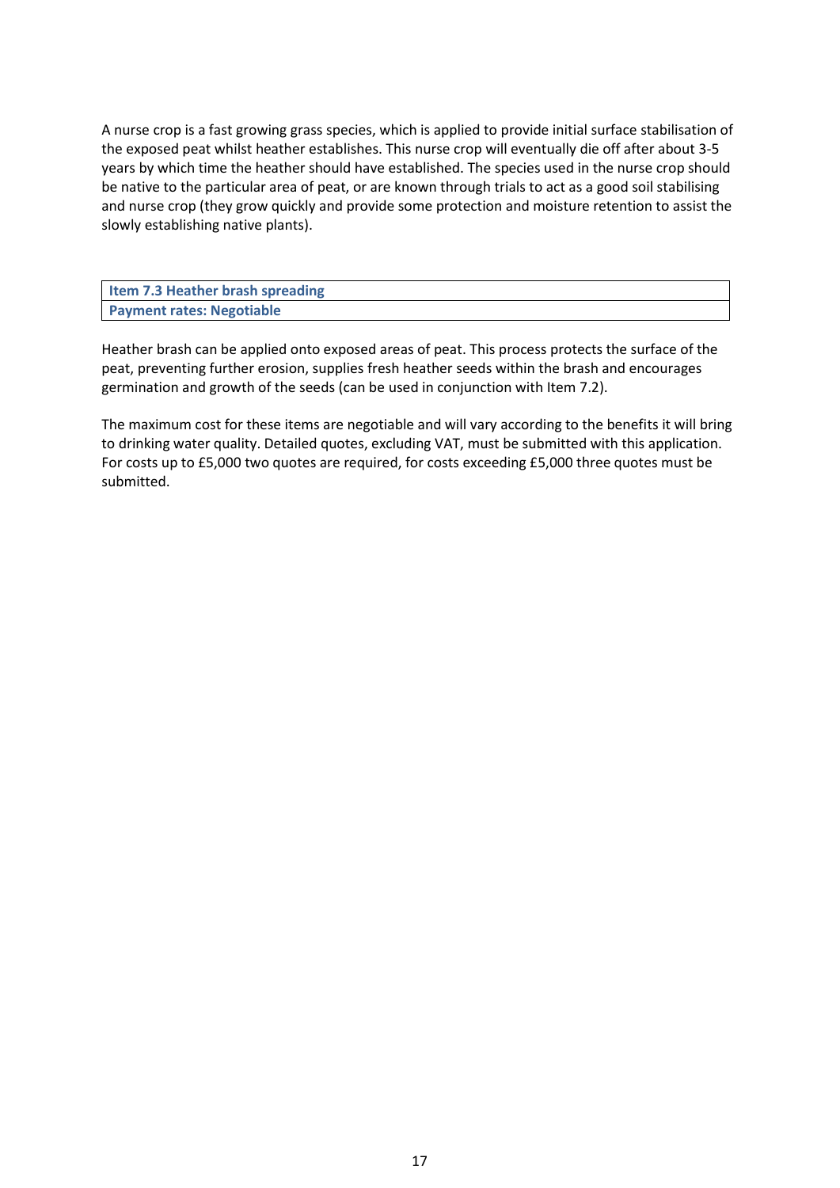A nurse crop is a fast growing grass species, which is applied to provide initial surface stabilisation of the exposed peat whilst heather establishes. This nurse crop will eventually die off after about 3-5 years by which time the heather should have established. The species used in the nurse crop should be native to the particular area of peat, or are known through trials to act as a good soil stabilising and nurse crop (they grow quickly and provide some protection and moisture retention to assist the slowly establishing native plants).

| **Item 7.3 Heather brash spreading** |
|---|
| **Payment rates: Negotiable** |

Heather brash can be applied onto exposed areas of peat. This process protects the surface of the peat, preventing further erosion, supplies fresh heather seeds within the brash and encourages germination and growth of the seeds (can be used in conjunction with Item 7.2).

The maximum cost for these items are negotiable and will vary according to the benefits it will bring to drinking water quality. Detailed quotes, excluding VAT, must be submitted with this application. For costs up to £5,000 two quotes are required, for costs exceeding £5,000 three quotes must be submitted.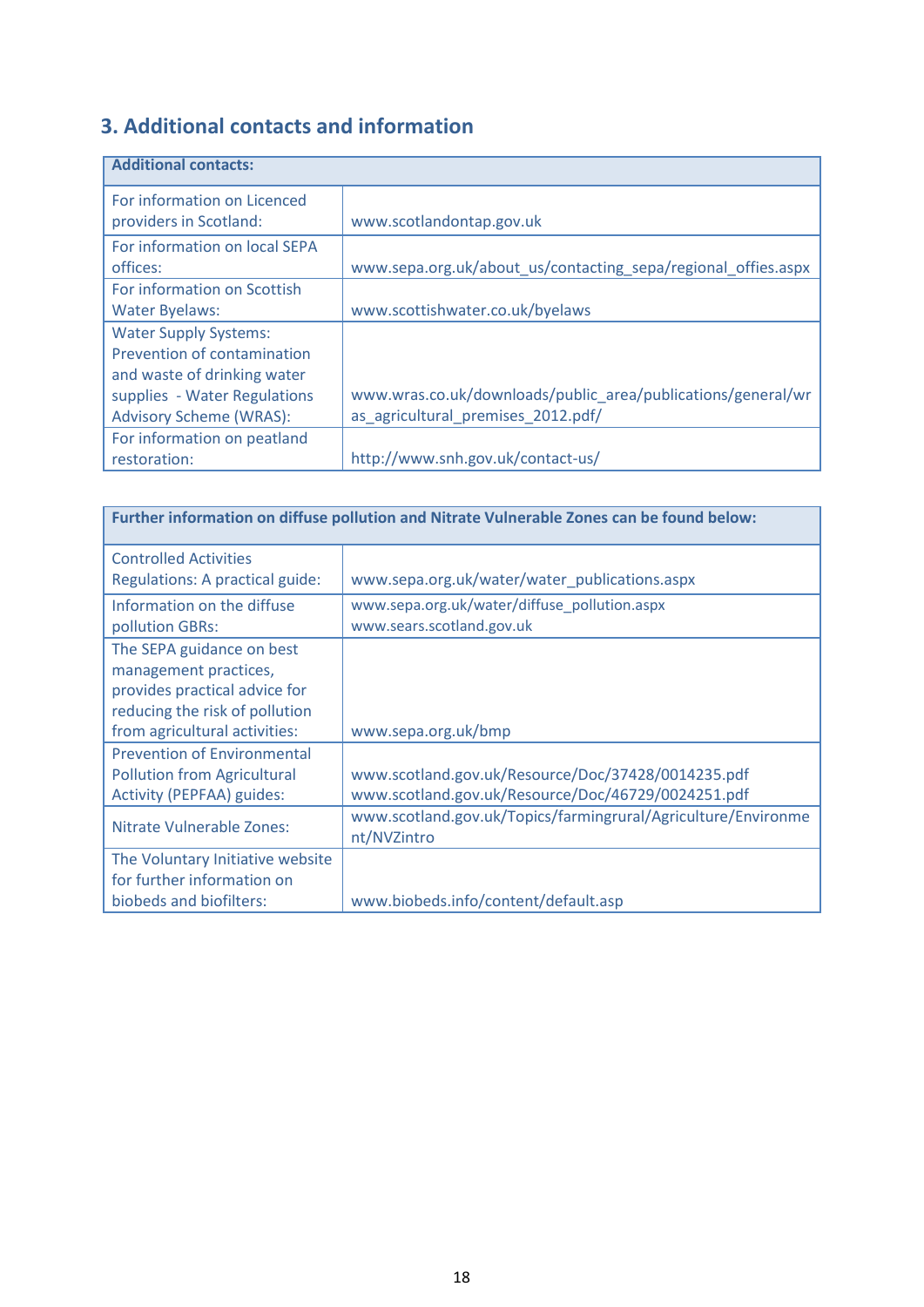## 3. Additional contacts and information

| **Additional contacts:** | |
|---|---|
| For information on Licenced providers in Scotland: | www.scotlandontap.gov.uk |
| For information on local SEPA offices: | www.sepa.org.uk/about_us/contacting_sepa/regional_offies.aspx |
| For information on Scottish Water Byelaws: | www.scottishwater.co.uk/byelaws |
| Water Supply Systems: Prevention of contamination and waste of drinking water supplies - Water Regulations Advisory Scheme (WRAS): | www.wras.co.uk/downloads/public_area/publications/general/wras_agricultural_premises_2012.pdf/ |
| For information on peatland restoration: | http://www.snh.gov.uk/contact-us/ |

| **Further information on diffuse pollution and Nitrate Vulnerable Zones can be found below:** | |
|---|---|
| Controlled Activities Regulations: A practical guide: | www.sepa.org.uk/water/water_publications.aspx |
| Information on the diffuse pollution GBRs: | www.sepa.org.uk/water/diffuse_pollution.aspx<br>www.sears.scotland.gov.uk |
| The SEPA guidance on best management practices, provides practical advice for reducing the risk of pollution from agricultural activities: | www.sepa.org.uk/bmp |
| Prevention of Environmental Pollution from Agricultural Activity (PEPFAA) guides: | www.scotland.gov.uk/Resource/Doc/37428/0014235.pdf<br>www.scotland.gov.uk/Resource/Doc/46729/0024251.pdf |
| Nitrate Vulnerable Zones: | www.scotland.gov.uk/Topics/farmingrural/Agriculture/Environment/NVZintro |
| The Voluntary Initiative website for further information on biobeds and biofilters: | www.biobeds.info/content/default.asp |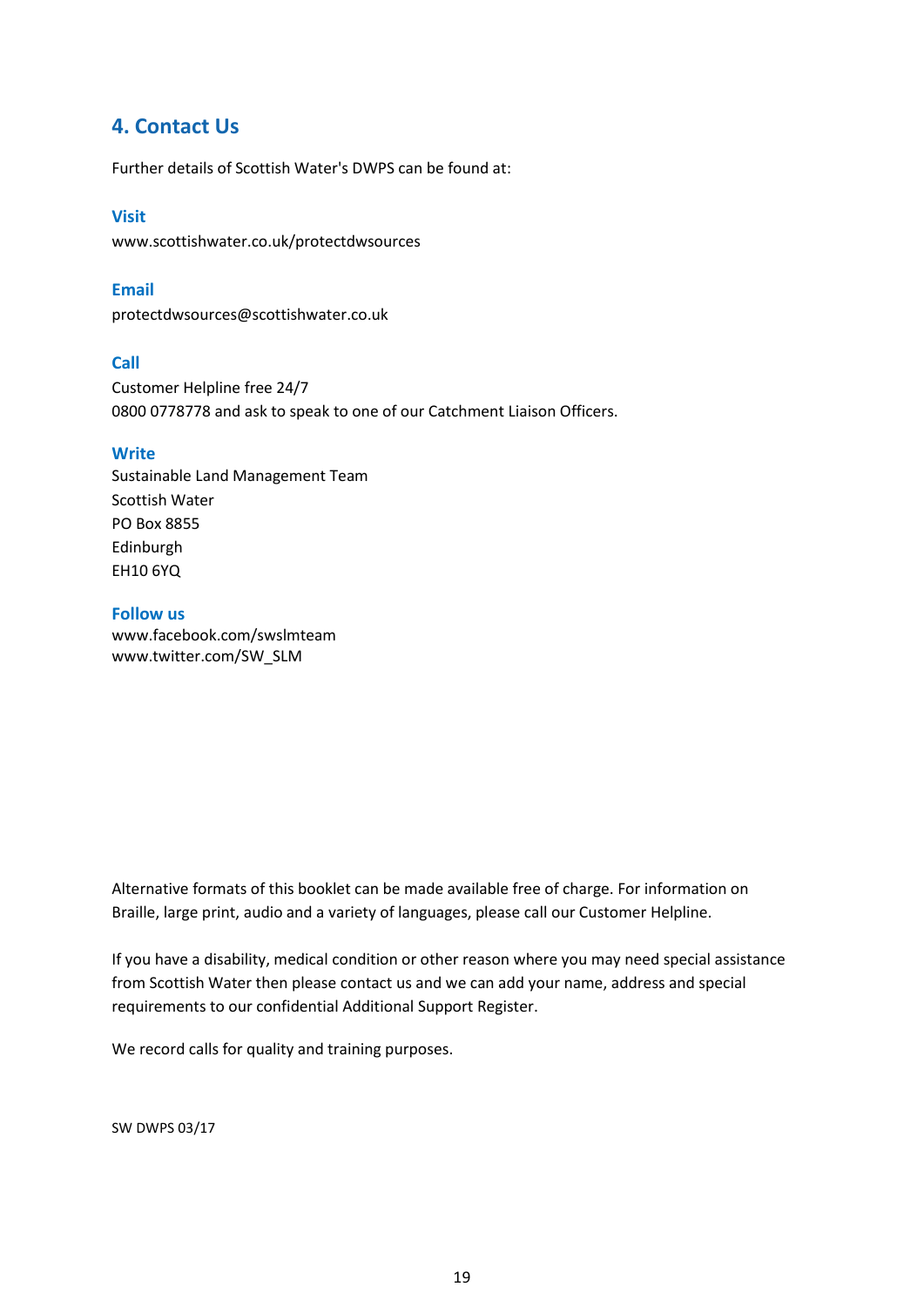## 4. Contact Us

Further details of Scottish Water's DWPS can be found at:

### Visit

www.scottishwater.co.uk/protectdwsources

### Email

protectdwsources@scottishwater.co.uk

### Call

Customer Helpline free 24/7
0800 0778778 and ask to speak to one of our Catchment Liaison Officers.

### Write

Sustainable Land Management Team
Scottish Water
PO Box 8855
Edinburgh
EH10 6YQ

### Follow us

www.facebook.com/swslmteam
www.twitter.com/SW_SLM

Alternative formats of this booklet can be made available free of charge. For information on Braille, large print, audio and a variety of languages, please call our Customer Helpline.

If you have a disability, medical condition or other reason where you may need special assistance from Scottish Water then please contact us and we can add your name, address and special requirements to our confidential Additional Support Register.

We record calls for quality and training purposes.

SW DWPS 03/17